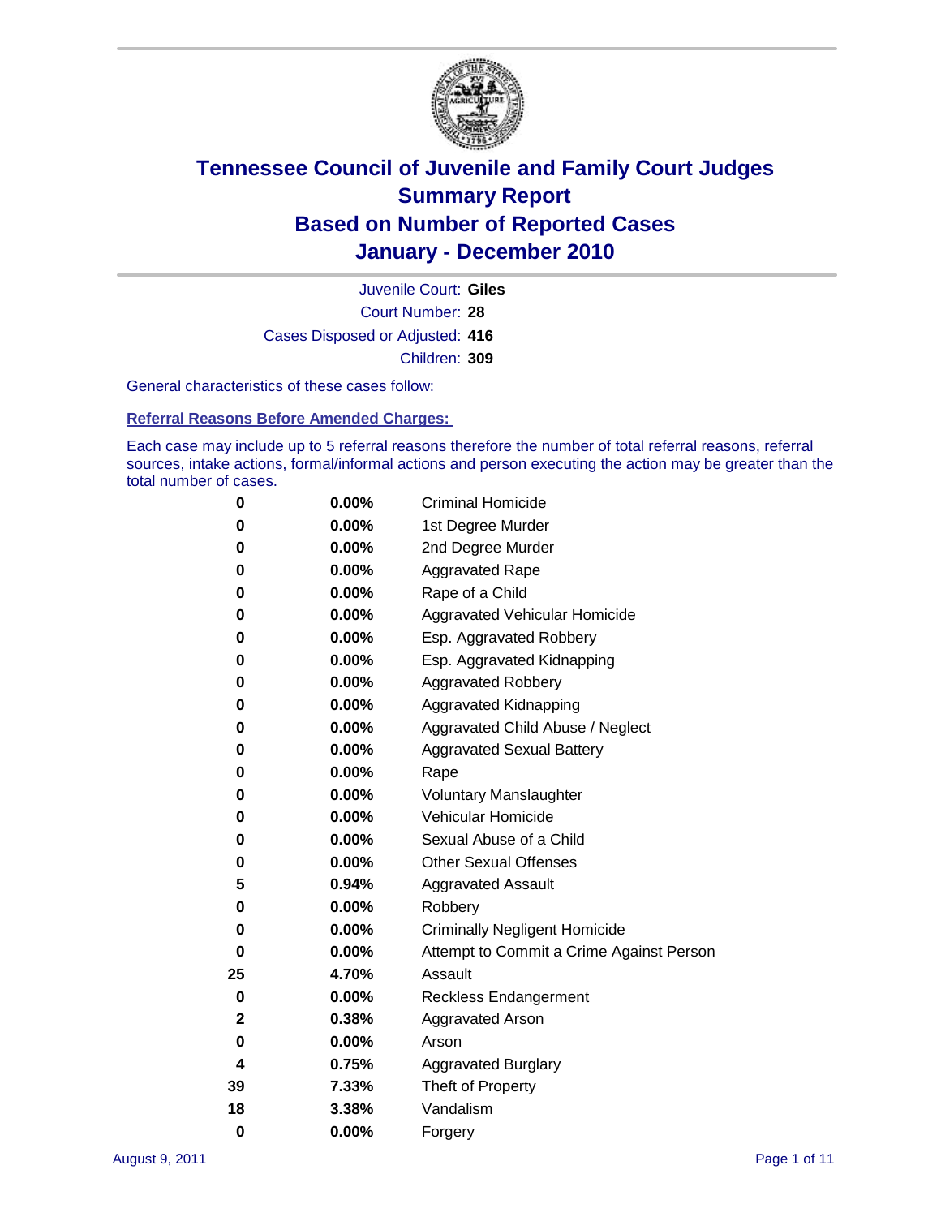# Tennessee Council of Juvenile and Family Court Judges
## Summary Report
## Based on Number of Reported Cases
## January - December 2010

Juvenile Court: **Giles**
Court Number: **28**
Cases Disposed or Adjusted: **416**
Children: **309**

General characteristics of these cases follow:

### Referral Reasons Before Amended Charges:

Each case may include up to 5 referral reasons therefore the number of total referral reasons, referral sources, intake actions, formal/informal actions and person executing the action may be greater than the total number of cases.

| | | |
|---|---|---|
| 0 | 0.00% | Criminal Homicide |
| 0 | 0.00% | 1st Degree Murder |
| 0 | 0.00% | 2nd Degree Murder |
| 0 | 0.00% | Aggravated Rape |
| 0 | 0.00% | Rape of a Child |
| 0 | 0.00% | Aggravated Vehicular Homicide |
| 0 | 0.00% | Esp. Aggravated Robbery |
| 0 | 0.00% | Esp. Aggravated Kidnapping |
| 0 | 0.00% | Aggravated Robbery |
| 0 | 0.00% | Aggravated Kidnapping |
| 0 | 0.00% | Aggravated Child Abuse / Neglect |
| 0 | 0.00% | Aggravated Sexual Battery |
| 0 | 0.00% | Rape |
| 0 | 0.00% | Voluntary Manslaughter |
| 0 | 0.00% | Vehicular Homicide |
| 0 | 0.00% | Sexual Abuse of a Child |
| 0 | 0.00% | Other Sexual Offenses |
| 5 | 0.94% | Aggravated Assault |
| 0 | 0.00% | Robbery |
| 0 | 0.00% | Criminally Negligent Homicide |
| 0 | 0.00% | Attempt to Commit a Crime Against Person |
| 25 | 4.70% | Assault |
| 0 | 0.00% | Reckless Endangerment |
| 2 | 0.38% | Aggravated Arson |
| 0 | 0.00% | Arson |
| 4 | 0.75% | Aggravated Burglary |
| 39 | 7.33% | Theft of Property |
| 18 | 3.38% | Vandalism |
| 0 | 0.00% | Forgery |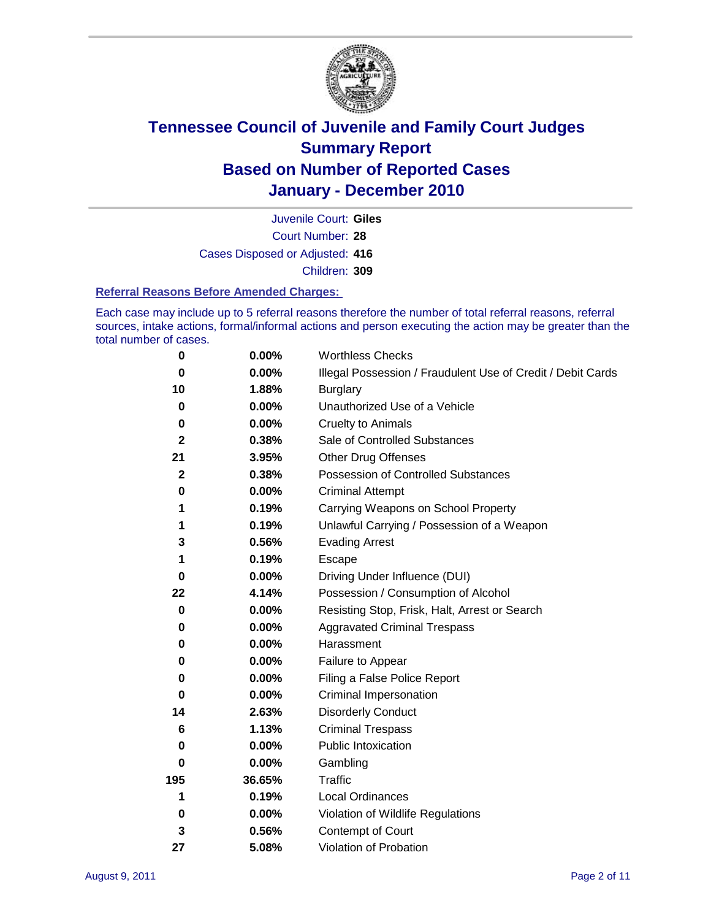# Tennessee Council of Juvenile and Family Court Judges
# Summary Report
# Based on Number of Reported Cases
# January - December 2010

Juvenile Court: **Giles**

Court Number: **28**

Cases Disposed or Adjusted: **416**

Children: **309**

### Referral Reasons Before Amended Charges:

Each case may include up to 5 referral reasons therefore the number of total referral reasons, referral sources, intake actions, formal/informal actions and person executing the action may be greater than the total number of cases.

| Count | Percent | Referral Reason |
|---|---|---|
| 0 | 0.00% | Worthless Checks |
| 0 | 0.00% | Illegal Possession / Fraudulent Use of Credit / Debit Cards |
| 10 | 1.88% | Burglary |
| 0 | 0.00% | Unauthorized Use of a Vehicle |
| 0 | 0.00% | Cruelty to Animals |
| 2 | 0.38% | Sale of Controlled Substances |
| 21 | 3.95% | Other Drug Offenses |
| 2 | 0.38% | Possession of Controlled Substances |
| 0 | 0.00% | Criminal Attempt |
| 1 | 0.19% | Carrying Weapons on School Property |
| 1 | 0.19% | Unlawful Carrying / Possession of a Weapon |
| 3 | 0.56% | Evading Arrest |
| 1 | 0.19% | Escape |
| 0 | 0.00% | Driving Under Influence (DUI) |
| 22 | 4.14% | Possession / Consumption of Alcohol |
| 0 | 0.00% | Resisting Stop, Frisk, Halt, Arrest or Search |
| 0 | 0.00% | Aggravated Criminal Trespass |
| 0 | 0.00% | Harassment |
| 0 | 0.00% | Failure to Appear |
| 0 | 0.00% | Filing a False Police Report |
| 0 | 0.00% | Criminal Impersonation |
| 14 | 2.63% | Disorderly Conduct |
| 6 | 1.13% | Criminal Trespass |
| 0 | 0.00% | Public Intoxication |
| 0 | 0.00% | Gambling |
| 195 | 36.65% | Traffic |
| 1 | 0.19% | Local Ordinances |
| 0 | 0.00% | Violation of Wildlife Regulations |
| 3 | 0.56% | Contempt of Court |
| 27 | 5.08% | Violation of Probation |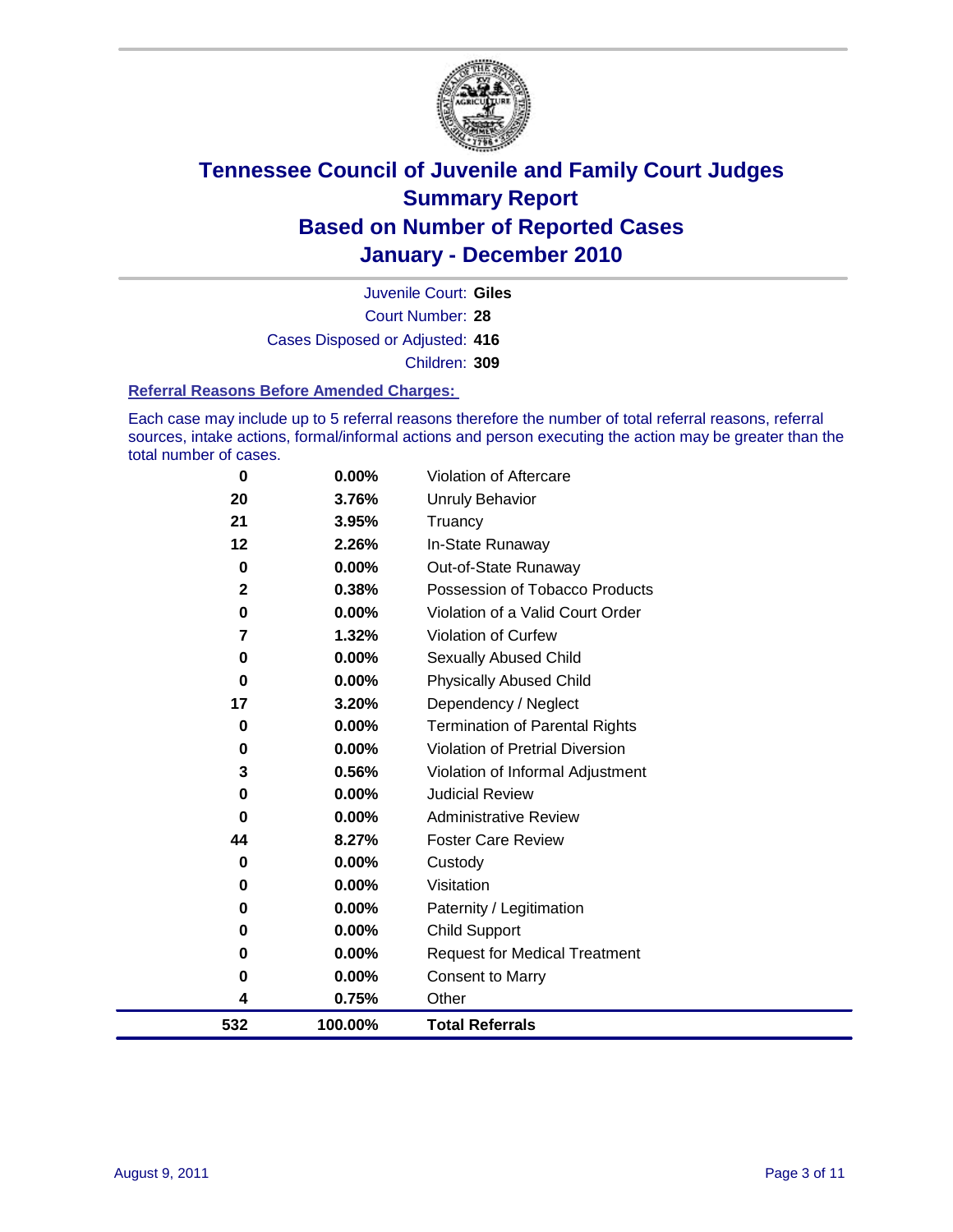# Tennessee Council of Juvenile and Family Court Judges
# Summary Report
# Based on Number of Reported Cases
# January - December 2010

Juvenile Court: **Giles**

Court Number: **28**

Cases Disposed or Adjusted: **416**

Children: **309**

### Referral Reasons Before Amended Charges:

Each case may include up to 5 referral reasons therefore the number of total referral reasons, referral sources, intake actions, formal/informal actions and person executing the action may be greater than the total number of cases.

| Count | Percent | Referral Reason |
|---|---|---|
| 0 | 0.00% | Violation of Aftercare |
| 20 | 3.76% | Unruly Behavior |
| 21 | 3.95% | Truancy |
| 12 | 2.26% | In-State Runaway |
| 0 | 0.00% | Out-of-State Runaway |
| 2 | 0.38% | Possession of Tobacco Products |
| 0 | 0.00% | Violation of a Valid Court Order |
| 7 | 1.32% | Violation of Curfew |
| 0 | 0.00% | Sexually Abused Child |
| 0 | 0.00% | Physically Abused Child |
| 17 | 3.20% | Dependency / Neglect |
| 0 | 0.00% | Termination of Parental Rights |
| 0 | 0.00% | Violation of Pretrial Diversion |
| 3 | 0.56% | Violation of Informal Adjustment |
| 0 | 0.00% | Judicial Review |
| 0 | 0.00% | Administrative Review |
| 44 | 8.27% | Foster Care Review |
| 0 | 0.00% | Custody |
| 0 | 0.00% | Visitation |
| 0 | 0.00% | Paternity / Legitimation |
| 0 | 0.00% | Child Support |
| 0 | 0.00% | Request for Medical Treatment |
| 0 | 0.00% | Consent to Marry |
| 4 | 0.75% | Other |
| **532** | **100.00%** | **Total Referrals** |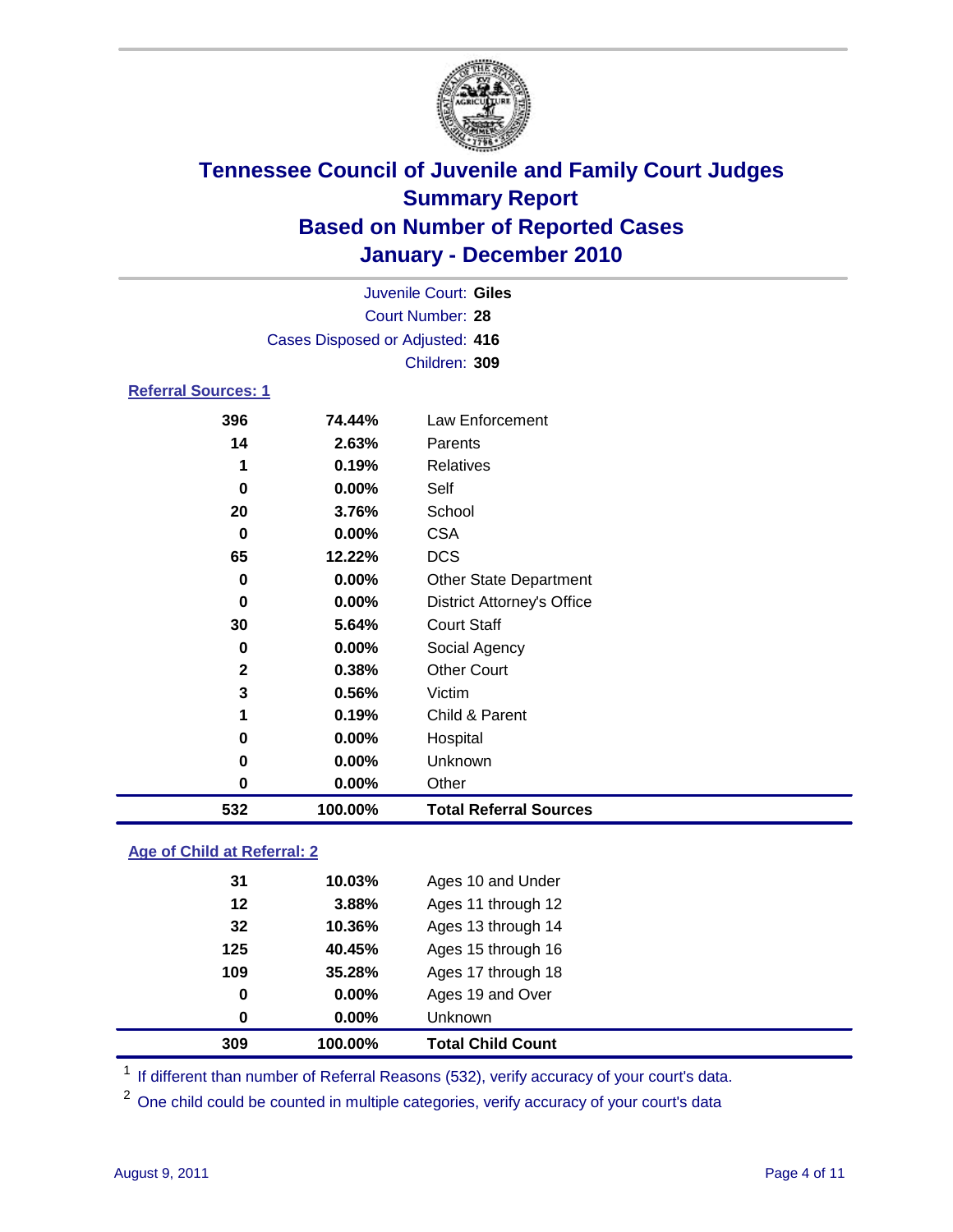# Tennessee Council of Juvenile and Family Court Judges
## Summary Report
## Based on Number of Reported Cases
## January - December 2010

Juvenile Court: **Giles**
Court Number: **28**
Cases Disposed or Adjusted: **416**
Children: **309**

### Referral Sources: 1

| Count | Percent | Source |
|---|---|---|
| 396 | 74.44% | Law Enforcement |
| 14 | 2.63% | Parents |
| 1 | 0.19% | Relatives |
| 0 | 0.00% | Self |
| 20 | 3.76% | School |
| 0 | 0.00% | CSA |
| 65 | 12.22% | DCS |
| 0 | 0.00% | Other State Department |
| 0 | 0.00% | District Attorney's Office |
| 30 | 5.64% | Court Staff |
| 0 | 0.00% | Social Agency |
| 2 | 0.38% | Other Court |
| 3 | 0.56% | Victim |
| 1 | 0.19% | Child & Parent |
| 0 | 0.00% | Hospital |
| 0 | 0.00% | Unknown |
| 0 | 0.00% | Other |
| **532** | **100.00%** | **Total Referral Sources** |

### Age of Child at Referral: 2

| Count | Percent | Age |
|---|---|---|
| 31 | 10.03% | Ages 10 and Under |
| 12 | 3.88% | Ages 11 through 12 |
| 32 | 10.36% | Ages 13 through 14 |
| 125 | 40.45% | Ages 15 through 16 |
| 109 | 35.28% | Ages 17 through 18 |
| 0 | 0.00% | Ages 19 and Over |
| 0 | 0.00% | Unknown |
| **309** | **100.00%** | **Total Child Count** |

[1] If different than number of Referral Reasons (532), verify accuracy of your court's data.

[2] One child could be counted in multiple categories, verify accuracy of your court's data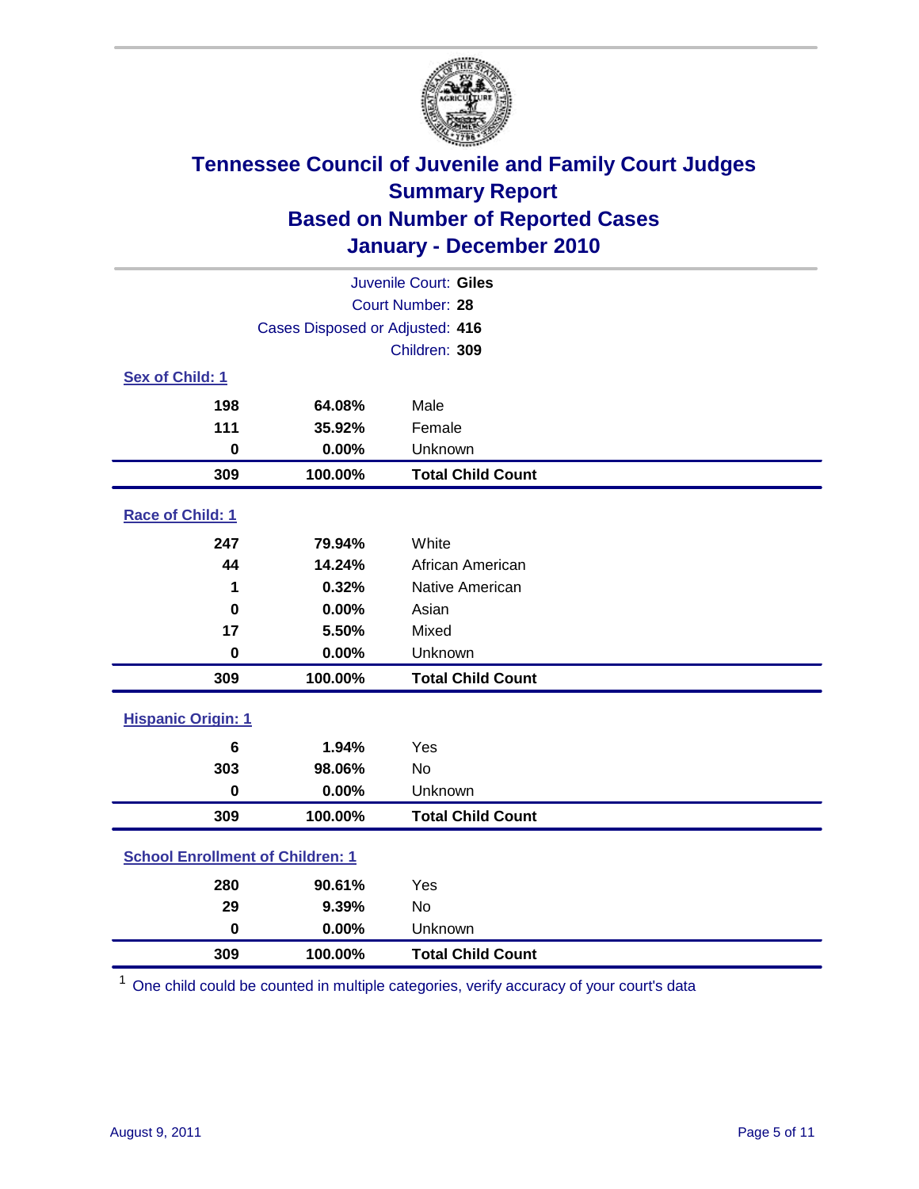# Tennessee Council of Juvenile and Family Court Judges
## Summary Report
## Based on Number of Reported Cases
## January - December 2010

Juvenile Court: **Giles**
Court Number: **28**
Cases Disposed or Adjusted: **416**
Children: **309**

### Sex of Child: 1

| | | |
|---|---|---|
| 198 | 64.08% | Male |
| 111 | 35.92% | Female |
| 0 | 0.00% | Unknown |
| **309** | **100.00%** | **Total Child Count** |

### Race of Child: 1

| | | |
|---|---|---|
| 247 | 79.94% | White |
| 44 | 14.24% | African American |
| 1 | 0.32% | Native American |
| 0 | 0.00% | Asian |
| 17 | 5.50% | Mixed |
| 0 | 0.00% | Unknown |
| **309** | **100.00%** | **Total Child Count** |

### Hispanic Origin: 1

| | | |
|---|---|---|
| 6 | 1.94% | Yes |
| 303 | 98.06% | No |
| 0 | 0.00% | Unknown |
| **309** | **100.00%** | **Total Child Count** |

### School Enrollment of Children: 1

| | | |
|---|---|---|
| 280 | 90.61% | Yes |
| 29 | 9.39% | No |
| 0 | 0.00% | Unknown |
| **309** | **100.00%** | **Total Child Count** |

[1] One child could be counted in multiple categories, verify accuracy of your court's data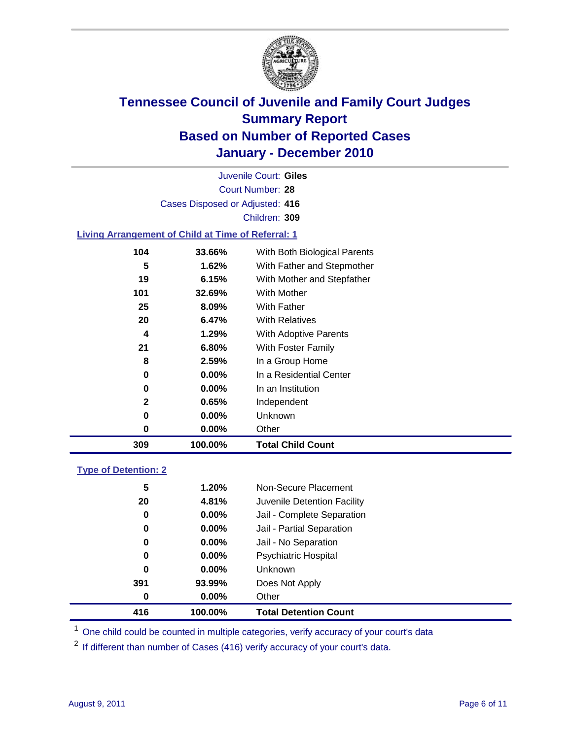# Tennessee Council of Juvenile and Family Court Judges
## Summary Report
## Based on Number of Reported Cases
## January - December 2010

Juvenile Court: **Giles**

Court Number: **28**

Cases Disposed or Adjusted: **416**

Children: **309**

### Living Arrangement of Child at Time of Referral: 1

| | | |
|---|---|---|
| 104 | 33.66% | With Both Biological Parents |
| 5 | 1.62% | With Father and Stepmother |
| 19 | 6.15% | With Mother and Stepfather |
| 101 | 32.69% | With Mother |
| 25 | 8.09% | With Father |
| 20 | 6.47% | With Relatives |
| 4 | 1.29% | With Adoptive Parents |
| 21 | 6.80% | With Foster Family |
| 8 | 2.59% | In a Group Home |
| 0 | 0.00% | In a Residential Center |
| 0 | 0.00% | In an Institution |
| 2 | 0.65% | Independent |
| 0 | 0.00% | Unknown |
| 0 | 0.00% | Other |
| **309** | **100.00%** | **Total Child Count** |

### Type of Detention: 2

| | | |
|---|---|---|
| 5 | 1.20% | Non-Secure Placement |
| 20 | 4.81% | Juvenile Detention Facility |
| 0 | 0.00% | Jail - Complete Separation |
| 0 | 0.00% | Jail - Partial Separation |
| 0 | 0.00% | Jail - No Separation |
| 0 | 0.00% | Psychiatric Hospital |
| 0 | 0.00% | Unknown |
| 391 | 93.99% | Does Not Apply |
| 0 | 0.00% | Other |
| **416** | **100.00%** | **Total Detention Count** |

[1] One child could be counted in multiple categories, verify accuracy of your court's data

[2] If different than number of Cases (416) verify accuracy of your court's data.

August 9, 2011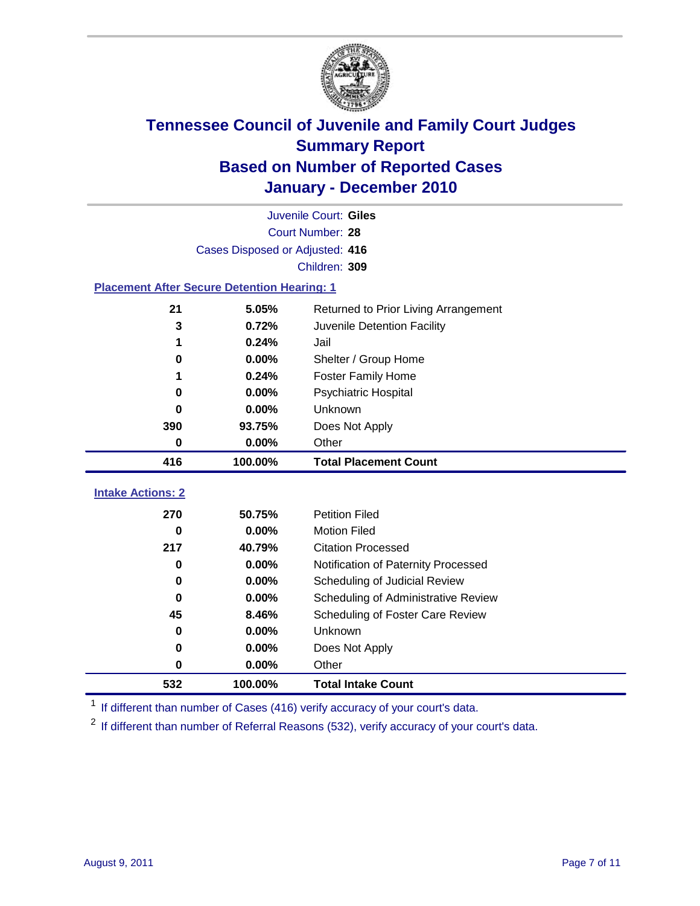# Tennessee Council of Juvenile and Family Court Judges
## Summary Report
## Based on Number of Reported Cases
## January - December 2010

Juvenile Court: **Giles**
Court Number: **28**
Cases Disposed or Adjusted: **416**
Children: **309**

### Placement After Secure Detention Hearing: 1

| Count | Percent | Placement |
|---|---|---|
| 21 | 5.05% | Returned to Prior Living Arrangement |
| 3 | 0.72% | Juvenile Detention Facility |
| 1 | 0.24% | Jail |
| 0 | 0.00% | Shelter / Group Home |
| 1 | 0.24% | Foster Family Home |
| 0 | 0.00% | Psychiatric Hospital |
| 0 | 0.00% | Unknown |
| 390 | 93.75% | Does Not Apply |
| 0 | 0.00% | Other |
| **416** | **100.00%** | **Total Placement Count** |

### Intake Actions: 2

| Count | Percent | Action |
|---|---|---|
| 270 | 50.75% | Petition Filed |
| 0 | 0.00% | Motion Filed |
| 217 | 40.79% | Citation Processed |
| 0 | 0.00% | Notification of Paternity Processed |
| 0 | 0.00% | Scheduling of Judicial Review |
| 0 | 0.00% | Scheduling of Administrative Review |
| 45 | 8.46% | Scheduling of Foster Care Review |
| 0 | 0.00% | Unknown |
| 0 | 0.00% | Does Not Apply |
| 0 | 0.00% | Other |
| **532** | **100.00%** | **Total Intake Count** |

[1] If different than number of Cases (416) verify accuracy of your court's data.

[2] If different than number of Referral Reasons (532), verify accuracy of your court's data.

August 9, 2011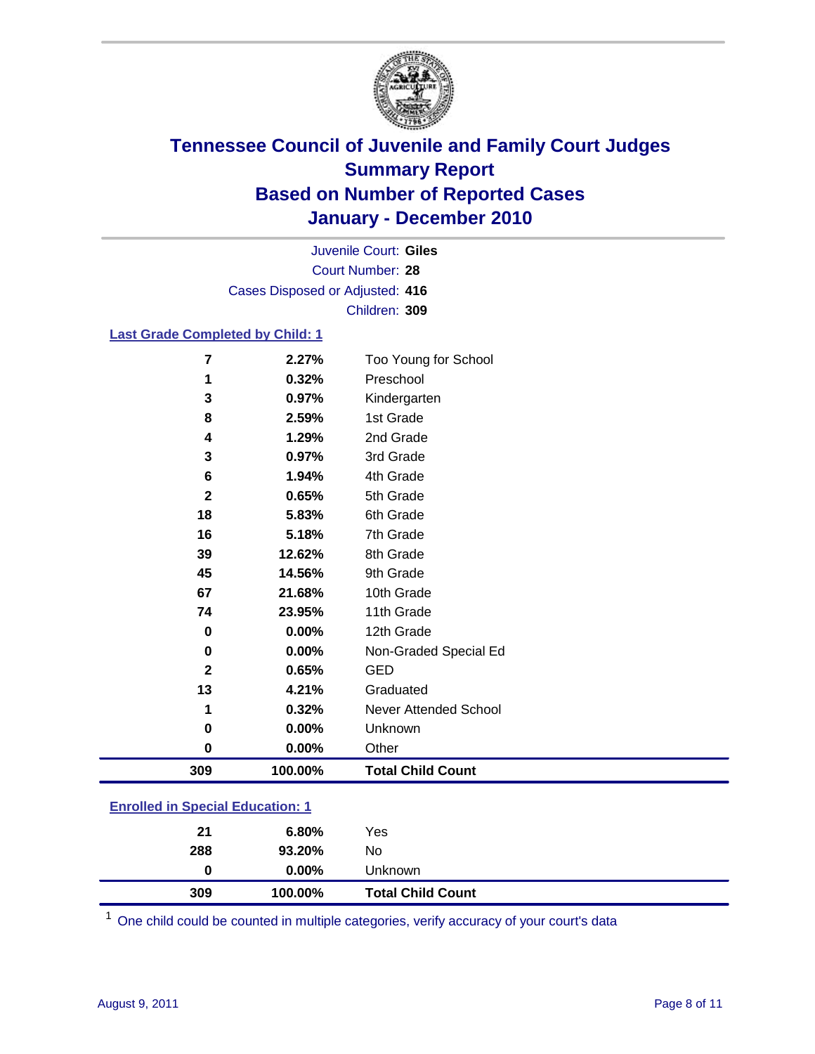# Tennessee Council of Juvenile and Family Court Judges
## Summary Report
## Based on Number of Reported Cases
## January - December 2010

Juvenile Court: **Giles**
Court Number: **28**
Cases Disposed or Adjusted: **416**
Children: **309**

### Last Grade Completed by Child: 1

| Count | Percent | Category |
|---|---|---|
| 7 | 2.27% | Too Young for School |
| 1 | 0.32% | Preschool |
| 3 | 0.97% | Kindergarten |
| 8 | 2.59% | 1st Grade |
| 4 | 1.29% | 2nd Grade |
| 3 | 0.97% | 3rd Grade |
| 6 | 1.94% | 4th Grade |
| 2 | 0.65% | 5th Grade |
| 18 | 5.83% | 6th Grade |
| 16 | 5.18% | 7th Grade |
| 39 | 12.62% | 8th Grade |
| 45 | 14.56% | 9th Grade |
| 67 | 21.68% | 10th Grade |
| 74 | 23.95% | 11th Grade |
| 0 | 0.00% | 12th Grade |
| 0 | 0.00% | Non-Graded Special Ed |
| 2 | 0.65% | GED |
| 13 | 4.21% | Graduated |
| 1 | 0.32% | Never Attended School |
| 0 | 0.00% | Unknown |
| 0 | 0.00% | Other |
| **309** | **100.00%** | **Total Child Count** |

### Enrolled in Special Education: 1

| Count | Percent | Category |
|---|---|---|
| 21 | 6.80% | Yes |
| 288 | 93.20% | No |
| 0 | 0.00% | Unknown |
| **309** | **100.00%** | **Total Child Count** |

[1] One child could be counted in multiple categories, verify accuracy of your court's data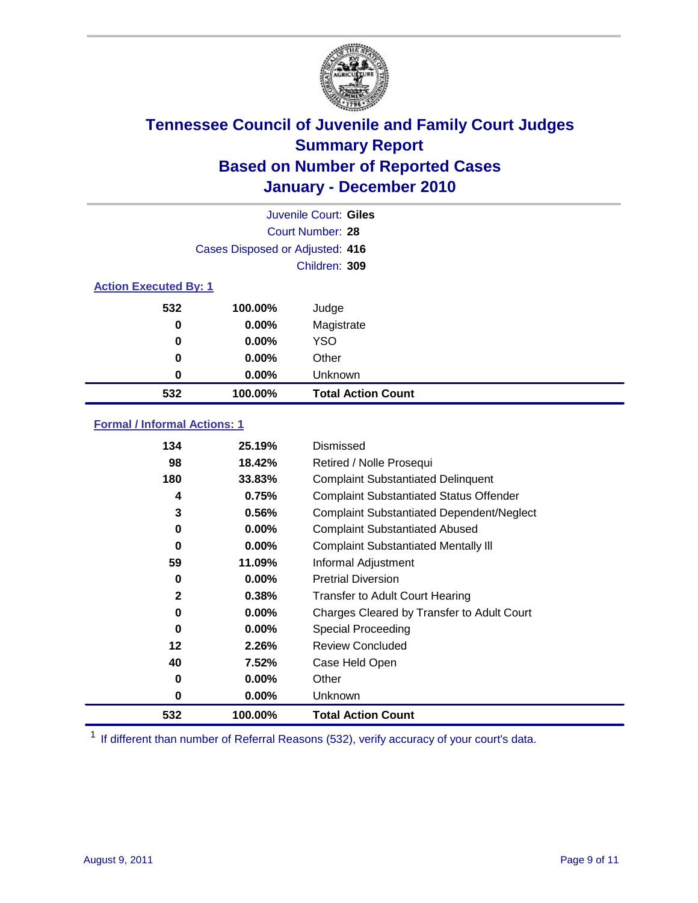# Tennessee Council of Juvenile and Family Court Judges
## Summary Report
## Based on Number of Reported Cases
## January - December 2010

Juvenile Court: **Giles**
Court Number: **28**
Cases Disposed or Adjusted: **416**
Children: **309**

### Action Executed By: 1

| | | |
|---|---|---|
| 532 | 100.00% | Judge |
| 0 | 0.00% | Magistrate |
| 0 | 0.00% | YSO |
| 0 | 0.00% | Other |
| 0 | 0.00% | Unknown |
| **532** | **100.00%** | **Total Action Count** |

### Formal / Informal Actions: 1

| | | |
|---|---|---|
| 134 | 25.19% | Dismissed |
| 98 | 18.42% | Retired / Nolle Prosequi |
| 180 | 33.83% | Complaint Substantiated Delinquent |
| 4 | 0.75% | Complaint Substantiated Status Offender |
| 3 | 0.56% | Complaint Substantiated Dependent/Neglect |
| 0 | 0.00% | Complaint Substantiated Abused |
| 0 | 0.00% | Complaint Substantiated Mentally Ill |
| 59 | 11.09% | Informal Adjustment |
| 0 | 0.00% | Pretrial Diversion |
| 2 | 0.38% | Transfer to Adult Court Hearing |
| 0 | 0.00% | Charges Cleared by Transfer to Adult Court |
| 0 | 0.00% | Special Proceeding |
| 12 | 2.26% | Review Concluded |
| 40 | 7.52% | Case Held Open |
| 0 | 0.00% | Other |
| 0 | 0.00% | Unknown |
| **532** | **100.00%** | **Total Action Count** |

[1] If different than number of Referral Reasons (532), verify accuracy of your court's data.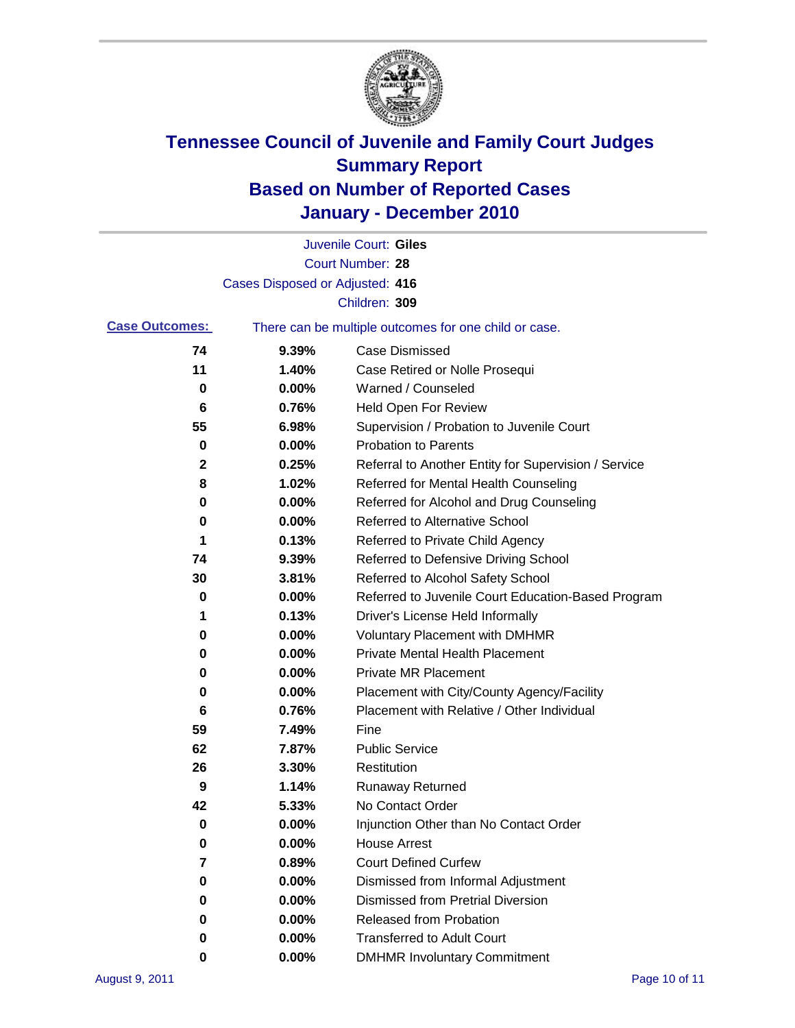# Tennessee Council of Juvenile and Family Court Judges
## Summary Report
## Based on Number of Reported Cases
## January - December 2010

Juvenile Court: **Giles**
Court Number: **28**
Cases Disposed or Adjusted: **416**
Children: **309**

**Case Outcomes:** There can be multiple outcomes for one child or case.

| Count | Percent | Outcome |
|---|---|---|
| 74 | 9.39% | Case Dismissed |
| 11 | 1.40% | Case Retired or Nolle Prosequi |
| 0 | 0.00% | Warned / Counseled |
| 6 | 0.76% | Held Open For Review |
| 55 | 6.98% | Supervision / Probation to Juvenile Court |
| 0 | 0.00% | Probation to Parents |
| 2 | 0.25% | Referral to Another Entity for Supervision / Service |
| 8 | 1.02% | Referred for Mental Health Counseling |
| 0 | 0.00% | Referred for Alcohol and Drug Counseling |
| 0 | 0.00% | Referred to Alternative School |
| 1 | 0.13% | Referred to Private Child Agency |
| 74 | 9.39% | Referred to Defensive Driving School |
| 30 | 3.81% | Referred to Alcohol Safety School |
| 0 | 0.00% | Referred to Juvenile Court Education-Based Program |
| 1 | 0.13% | Driver's License Held Informally |
| 0 | 0.00% | Voluntary Placement with DMHMR |
| 0 | 0.00% | Private Mental Health Placement |
| 0 | 0.00% | Private MR Placement |
| 0 | 0.00% | Placement with City/County Agency/Facility |
| 6 | 0.76% | Placement with Relative / Other Individual |
| 59 | 7.49% | Fine |
| 62 | 7.87% | Public Service |
| 26 | 3.30% | Restitution |
| 9 | 1.14% | Runaway Returned |
| 42 | 5.33% | No Contact Order |
| 0 | 0.00% | Injunction Other than No Contact Order |
| 0 | 0.00% | House Arrest |
| 7 | 0.89% | Court Defined Curfew |
| 0 | 0.00% | Dismissed from Informal Adjustment |
| 0 | 0.00% | Dismissed from Pretrial Diversion |
| 0 | 0.00% | Released from Probation |
| 0 | 0.00% | Transferred to Adult Court |
| 0 | 0.00% | DMHMR Involuntary Commitment |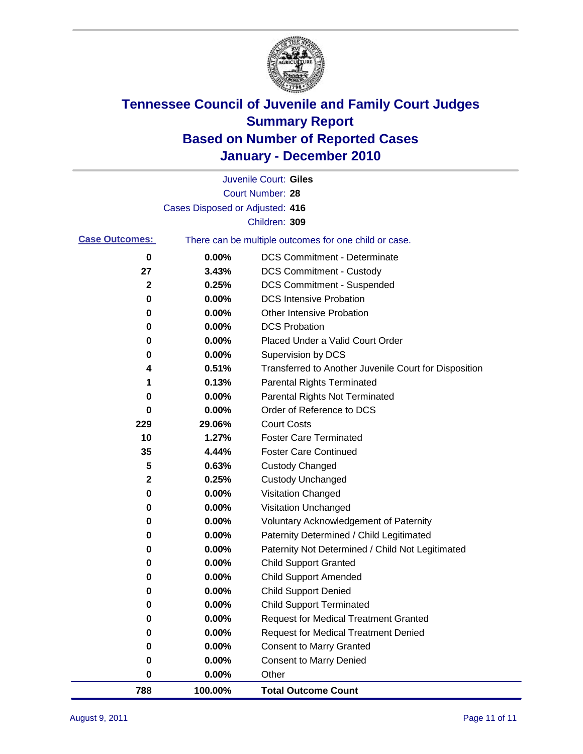# Tennessee Council of Juvenile and Family Court Judges
## Summary Report
## Based on Number of Reported Cases
## January - December 2010

Juvenile Court: **Giles**

Court Number: **28**

Cases Disposed or Adjusted: **416**

Children: **309**

**Case Outcomes:** There can be multiple outcomes for one child or case.

| | | |
|---|---|---|
| 0 | 0.00% | DCS Commitment - Determinate |
| 27 | 3.43% | DCS Commitment - Custody |
| 2 | 0.25% | DCS Commitment - Suspended |
| 0 | 0.00% | DCS Intensive Probation |
| 0 | 0.00% | Other Intensive Probation |
| 0 | 0.00% | DCS Probation |
| 0 | 0.00% | Placed Under a Valid Court Order |
| 0 | 0.00% | Supervision by DCS |
| 4 | 0.51% | Transferred to Another Juvenile Court for Disposition |
| 1 | 0.13% | Parental Rights Terminated |
| 0 | 0.00% | Parental Rights Not Terminated |
| 0 | 0.00% | Order of Reference to DCS |
| 229 | 29.06% | Court Costs |
| 10 | 1.27% | Foster Care Terminated |
| 35 | 4.44% | Foster Care Continued |
| 5 | 0.63% | Custody Changed |
| 2 | 0.25% | Custody Unchanged |
| 0 | 0.00% | Visitation Changed |
| 0 | 0.00% | Visitation Unchanged |
| 0 | 0.00% | Voluntary Acknowledgement of Paternity |
| 0 | 0.00% | Paternity Determined / Child Legitimated |
| 0 | 0.00% | Paternity Not Determined / Child Not Legitimated |
| 0 | 0.00% | Child Support Granted |
| 0 | 0.00% | Child Support Amended |
| 0 | 0.00% | Child Support Denied |
| 0 | 0.00% | Child Support Terminated |
| 0 | 0.00% | Request for Medical Treatment Granted |
| 0 | 0.00% | Request for Medical Treatment Denied |
| 0 | 0.00% | Consent to Marry Granted |
| 0 | 0.00% | Consent to Marry Denied |
| 0 | 0.00% | Other |
| **788** | **100.00%** | **Total Outcome Count** |